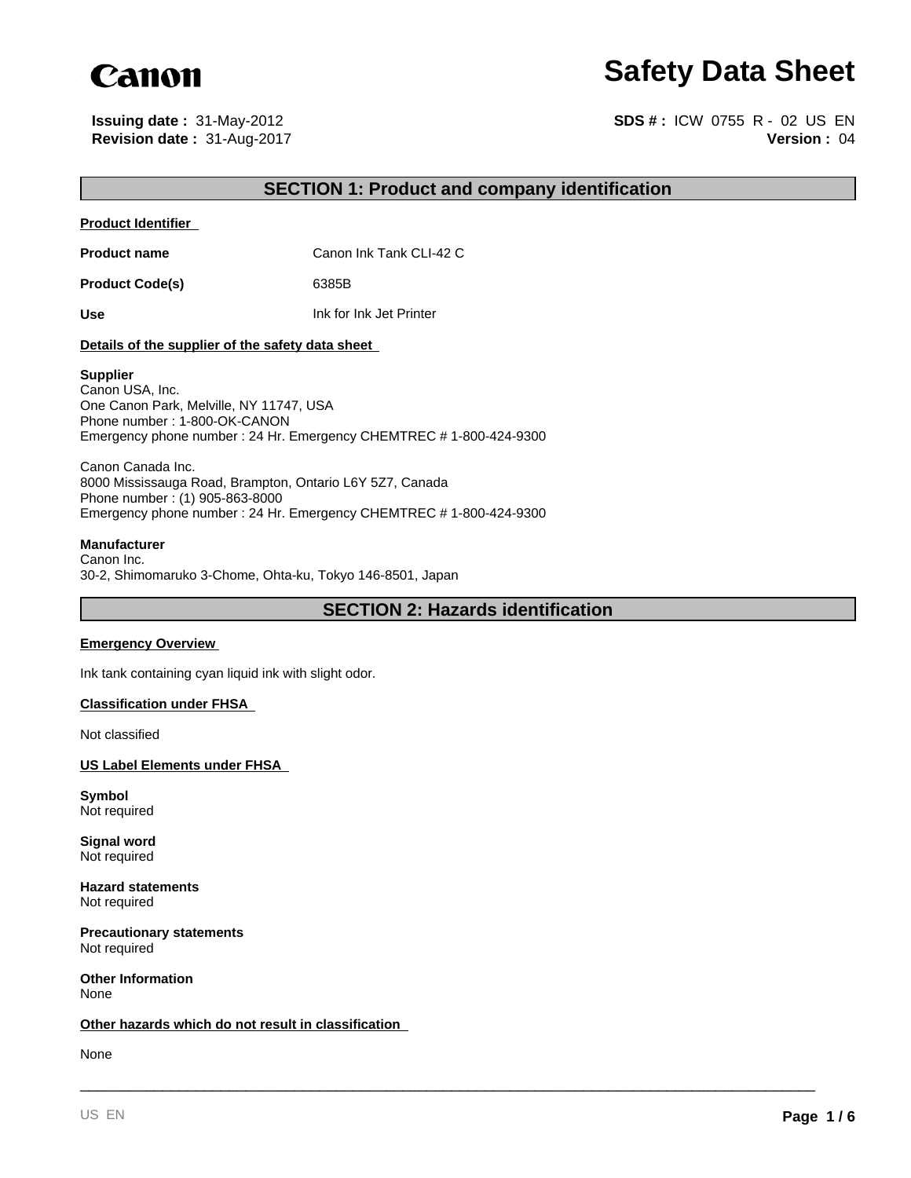Canon

# Safety Data Sheet

**Issuing date :** 31-May-2012
**Revision date :** 31-Aug-2017

**SDS # :** ICW 0755 R - 02 US EN
**Version :** 04

## SECTION 1: Product and company identification

**Product Identifier**

| | |
|---|---|
| **Product name** | Canon Ink Tank CLI-42 C |
| **Product Code(s)** | 6385B |
| **Use** | Ink for Ink Jet Printer |

**Details of the supplier of the safety data sheet**

**Supplier**
Canon USA, Inc.
One Canon Park, Melville, NY 11747, USA
Phone number : 1-800-OK-CANON
Emergency phone number : 24 Hr. Emergency CHEMTREC # 1-800-424-9300

Canon Canada Inc.
8000 Mississauga Road, Brampton, Ontario L6Y 5Z7, Canada
Phone number : (1) 905-863-8000
Emergency phone number : 24 Hr. Emergency CHEMTREC # 1-800-424-9300

**Manufacturer**
Canon Inc.
30-2, Shimomaruko 3-Chome, Ohta-ku, Tokyo 146-8501, Japan

## SECTION 2: Hazards identification

**Emergency Overview**

Ink tank containing cyan liquid ink with slight odor.

**Classification under FHSA**

Not classified

**US Label Elements under FHSA**

**Symbol**
Not required

**Signal word**
Not required

**Hazard statements**
Not required

**Precautionary statements**
Not required

**Other Information**
None

**Other hazards which do not result in classification**

None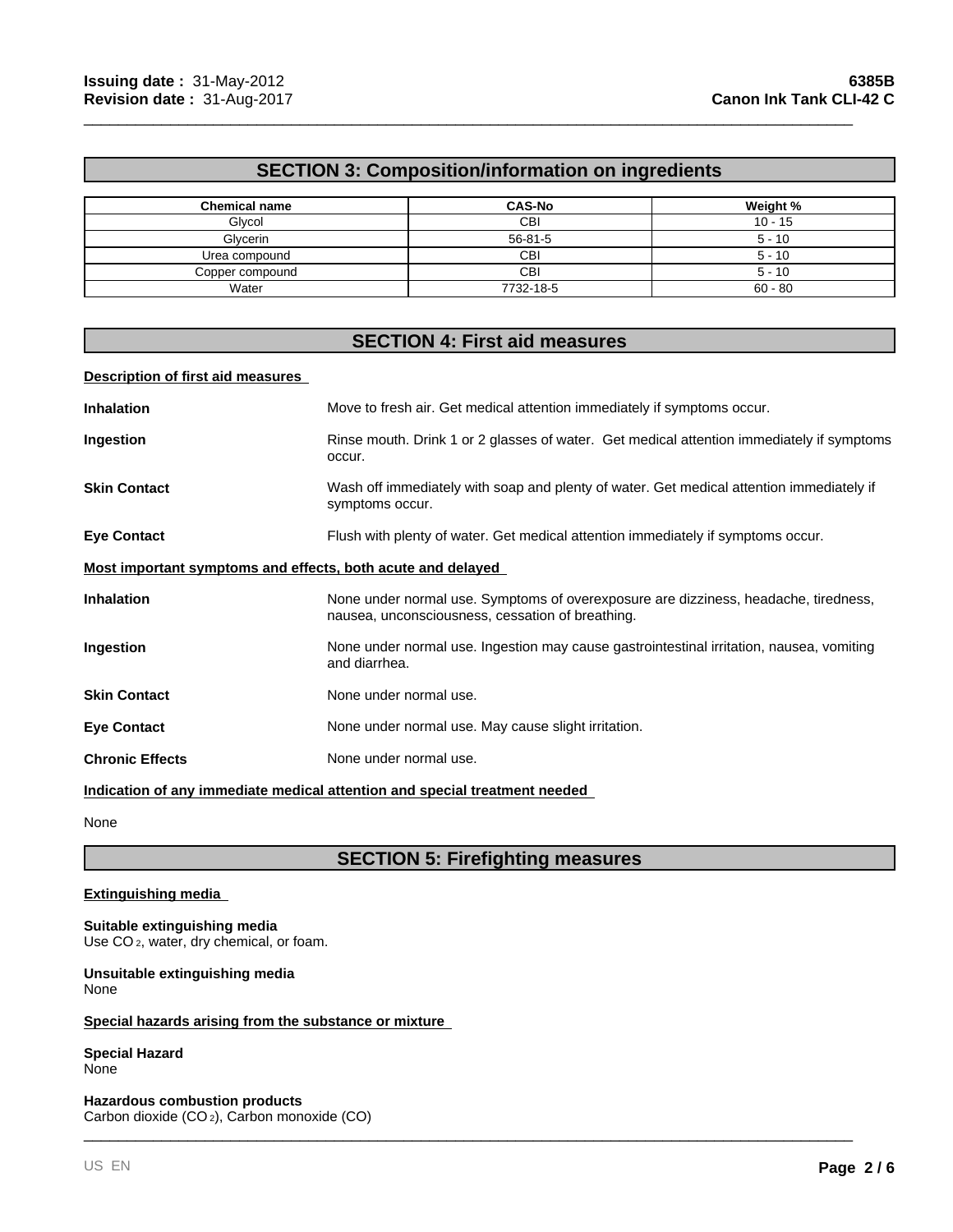## SECTION 3: Composition/information on ingredients

| Chemical name | CAS-No | Weight % |
|---|---|---|
| Glycol | CBI | 10 - 15 |
| Glycerin | 56-81-5 | 5 - 10 |
| Urea compound | CBI | 5 - 10 |
| Copper compound | CBI | 5 - 10 |
| Water | 7732-18-5 | 60 - 80 |

## SECTION 4: First aid measures

**Description of first aid measures**

**Inhalation** Move to fresh air. Get medical attention immediately if symptoms occur.

**Ingestion** Rinse mouth. Drink 1 or 2 glasses of water. Get medical attention immediately if symptoms occur.

**Skin Contact** Wash off immediately with soap and plenty of water. Get medical attention immediately if symptoms occur.

**Eye Contact** Flush with plenty of water. Get medical attention immediately if symptoms occur.

**Most important symptoms and effects, both acute and delayed**

**Inhalation** None under normal use. Symptoms of overexposure are dizziness, headache, tiredness, nausea, unconsciousness, cessation of breathing.

**Ingestion** None under normal use. Ingestion may cause gastrointestinal irritation, nausea, vomiting and diarrhea.

**Skin Contact** None under normal use.

**Eye Contact** None under normal use. May cause slight irritation.

**Chronic Effects** None under normal use.

**Indication of any immediate medical attention and special treatment needed**

None

## SECTION 5: Firefighting measures

**Extinguishing media**

**Suitable extinguishing media**
Use $CO_2$, water, dry chemical, or foam.

**Unsuitable extinguishing media**
None

**Special hazards arising from the substance or mixture**

**Special Hazard**
None

**Hazardous combustion products**
Carbon dioxide ($CO_2$), Carbon monoxide (CO)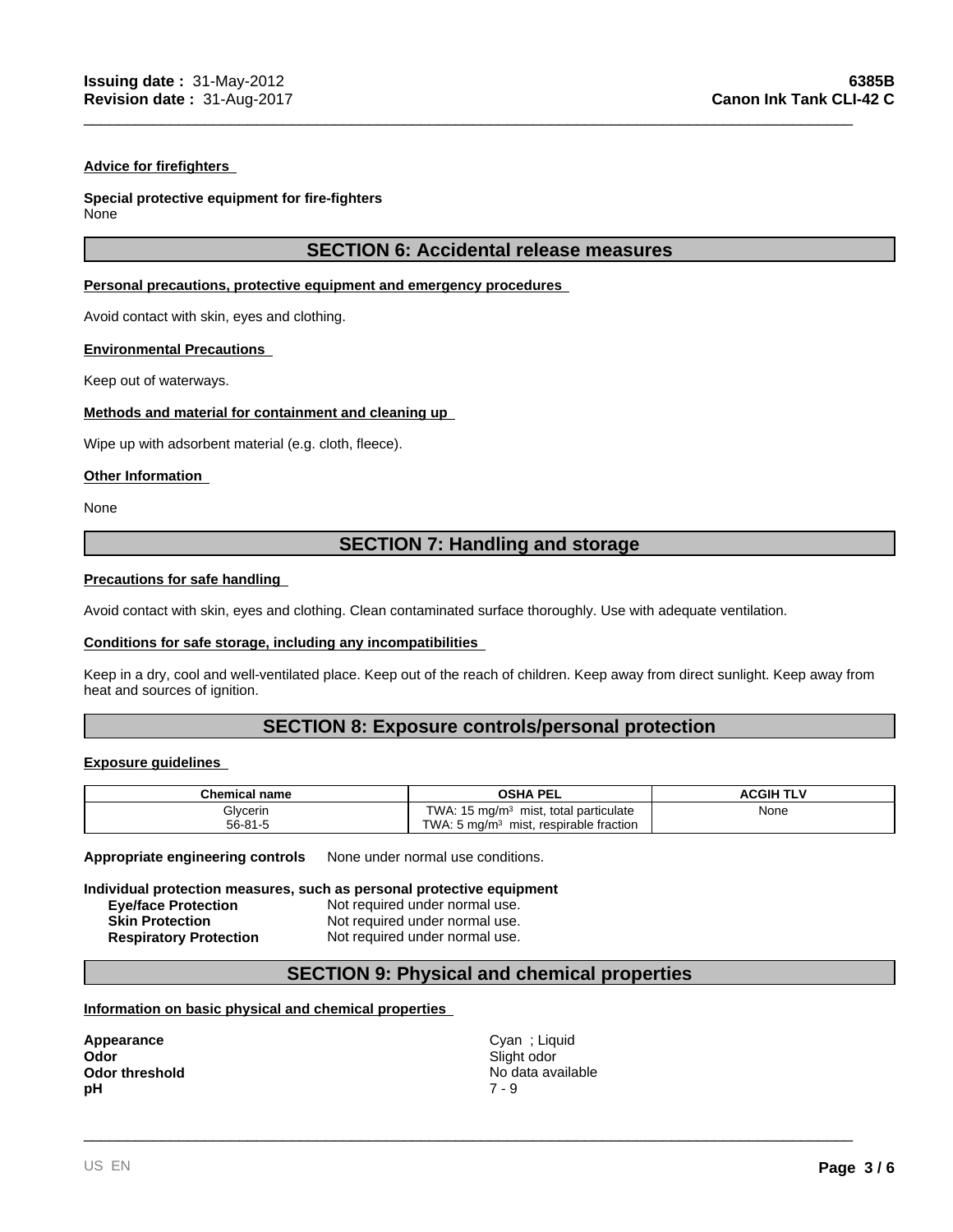#### Advice for firefighters

**Special protective equipment for fire-fighters**
None

## SECTION 6: Accidental release measures

#### Personal precautions, protective equipment and emergency procedures

Avoid contact with skin, eyes and clothing.

#### Environmental Precautions

Keep out of waterways.

#### Methods and material for containment and cleaning up

Wipe up with adsorbent material (e.g. cloth, fleece).

#### Other Information

None

## SECTION 7: Handling and storage

#### Precautions for safe handling

Avoid contact with skin, eyes and clothing. Clean contaminated surface thoroughly. Use with adequate ventilation.

#### Conditions for safe storage, including any incompatibilities

Keep in a dry, cool and well-ventilated place. Keep out of the reach of children. Keep away from direct sunlight. Keep away from heat and sources of ignition.

## SECTION 8: Exposure controls/personal protection

#### Exposure guidelines

| Chemical name | OSHA PEL | ACGIH TLV |
|---|---|---|
| Glycerin<br>56-81-5 | TWA: 15 mg/m$^3$ mist, total particulate<br>TWA: 5 mg/m$^3$ mist, respirable fraction | None |

**Appropriate engineering controls** None under normal use conditions.

**Individual protection measures, such as personal protective equipment**

- **Eye/face Protection** Not required under normal use.
- **Skin Protection** Not required under normal use.
- **Respiratory Protection** Not required under normal use.

## SECTION 9: Physical and chemical properties

#### Information on basic physical and chemical properties

| | |
|---|---|
| **Appearance** | Cyan ; Liquid |
| **Odor** | Slight odor |
| **Odor threshold** | No data available |
| **pH** | 7 - 9 |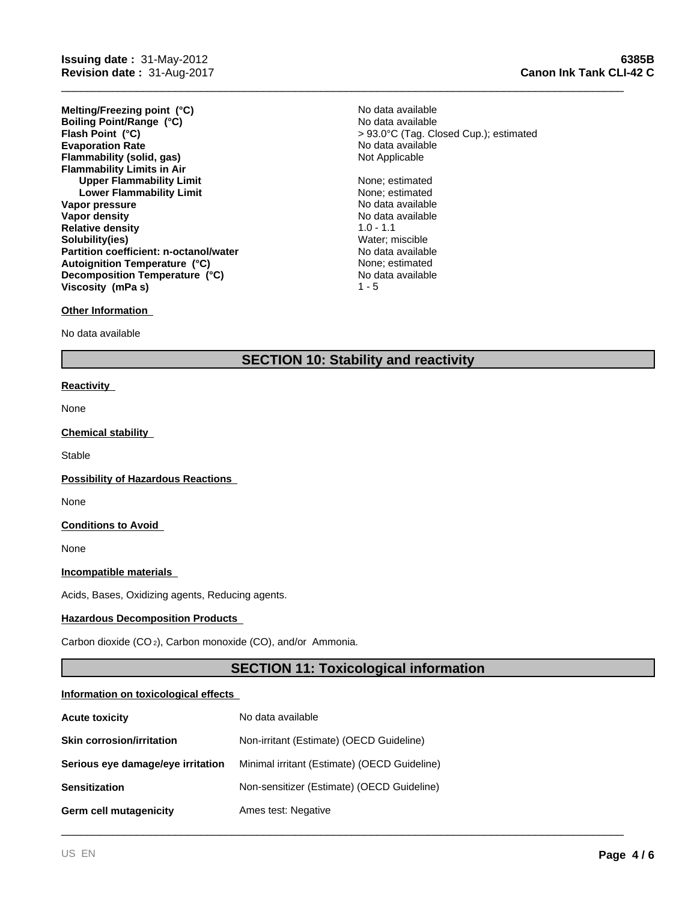| | |
|---|---|
| **Melting/Freezing point (°C)** | No data available |
| **Boiling Point/Range (°C)** | No data available |
| **Flash Point (°C)** | > 93.0°C (Tag. Closed Cup.); estimated |
| **Evaporation Rate** | No data available |
| **Flammability (solid, gas)** | Not Applicable |
| **Flammability Limits in Air** | |
| **Upper Flammability Limit** | None; estimated |
| **Lower Flammability Limit** | None; estimated |
| **Vapor pressure** | No data available |
| **Vapor density** | No data available |
| **Relative density** | 1.0 - 1.1 |
| **Solubility(ies)** | Water; miscible |
| **Partition coefficient: n-octanol/water** | No data available |
| **Autoignition Temperature (°C)** | None; estimated |
| **Decomposition Temperature (°C)** | No data available |
| **Viscosity (mPa s)** | 1 - 5 |

**Other Information**

No data available

## SECTION 10: Stability and reactivity

**Reactivity**

None

**Chemical stability**

Stable

**Possibility of Hazardous Reactions**

None

**Conditions to Avoid**

None

**Incompatible materials**

Acids, Bases, Oxidizing agents, Reducing agents.

**Hazardous Decomposition Products**

Carbon dioxide ($CO_2$), Carbon monoxide (CO), and/or Ammonia.

## SECTION 11: Toxicological information

**Information on toxicological effects**

| | |
|---|---|
| **Acute toxicity** | No data available |
| **Skin corrosion/irritation** | Non-irritant (Estimate) (OECD Guideline) |
| **Serious eye damage/eye irritation** | Minimal irritant (Estimate) (OECD Guideline) |
| **Sensitization** | Non-sensitizer (Estimate) (OECD Guideline) |
| **Germ cell mutagenicity** | Ames test: Negative |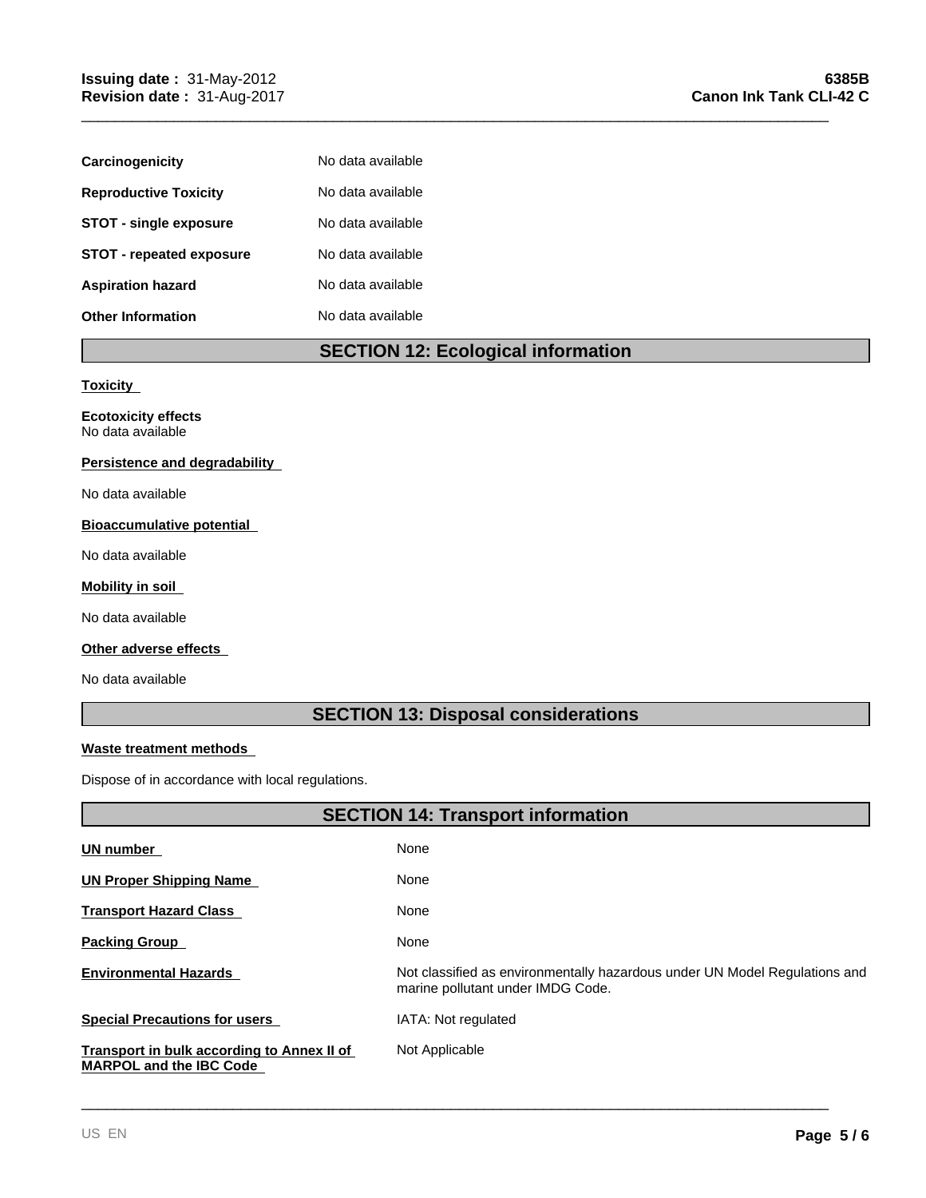| | |
|---|---|
| **Carcinogenicity** | No data available |
| **Reproductive Toxicity** | No data available |
| **STOT - single exposure** | No data available |
| **STOT - repeated exposure** | No data available |
| **Aspiration hazard** | No data available |
| **Other Information** | No data available |

## SECTION 12: Ecological information

**Toxicity**

**Ecotoxicity effects**
No data available

**Persistence and degradability**

No data available

**Bioaccumulative potential**

No data available

**Mobility in soil**

No data available

**Other adverse effects**

No data available

## SECTION 13: Disposal considerations

**Waste treatment methods**

Dispose of in accordance with local regulations.

## SECTION 14: Transport information

| | |
|---|---|
| **UN number** | None |
| **UN Proper Shipping Name** | None |
| **Transport Hazard Class** | None |
| **Packing Group** | None |
| **Environmental Hazards** | Not classified as environmentally hazardous under UN Model Regulations and marine pollutant under IMDG Code. |
| **Special Precautions for users** | IATA: Not regulated |
| **Transport in bulk according to Annex II of MARPOL and the IBC Code** | Not Applicable |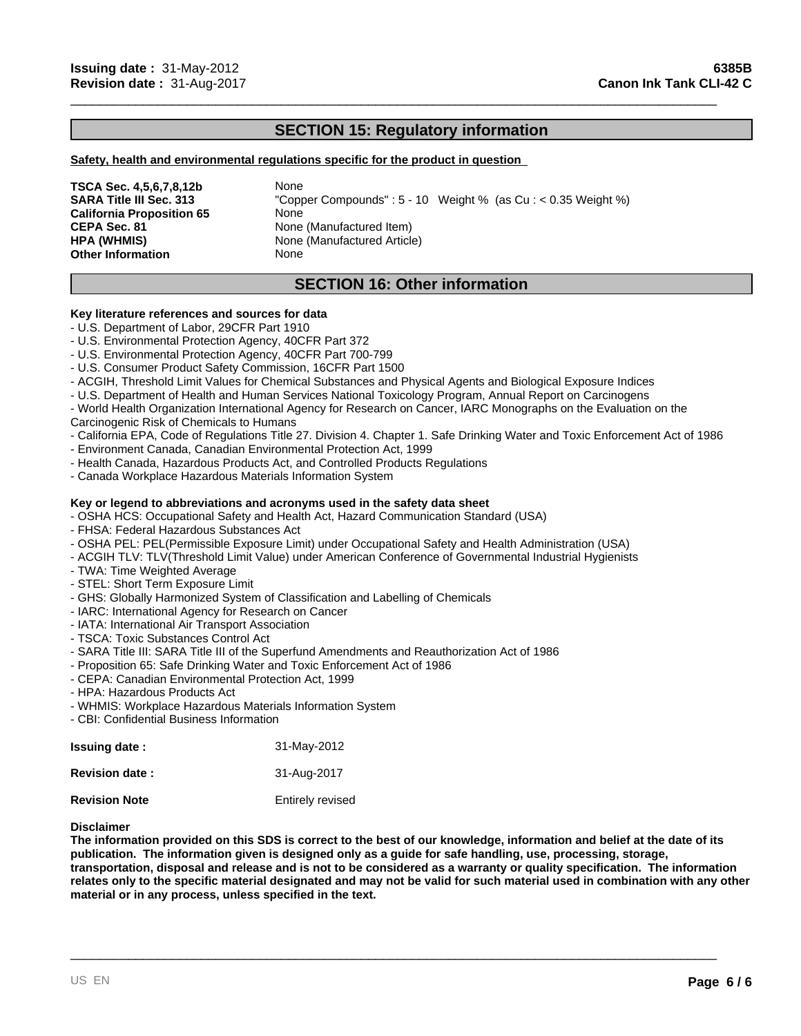## SECTION 15: Regulatory information

**Safety, health and environmental regulations specific for the product in question**

| | |
|---|---|
| **TSCA Sec. 4,5,6,7,8,12b** | None |
| **SARA Title III Sec. 313** | "Copper Compounds" : 5 - 10 Weight % (as Cu : < 0.35 Weight %) |
| **California Proposition 65** | None |
| **CEPA Sec. 81** | None (Manufactured Item) |
| **HPA (WHMIS)** | None (Manufactured Article) |
| **Other Information** | None |

## SECTION 16: Other information

**Key literature references and sources for data**

- U.S. Department of Labor, 29CFR Part 1910
- U.S. Environmental Protection Agency, 40CFR Part 372
- U.S. Environmental Protection Agency, 40CFR Part 700-799
- U.S. Consumer Product Safety Commission, 16CFR Part 1500
- ACGIH, Threshold Limit Values for Chemical Substances and Physical Agents and Biological Exposure Indices
- U.S. Department of Health and Human Services National Toxicology Program, Annual Report on Carcinogens
- World Health Organization International Agency for Research on Cancer, IARC Monographs on the Evaluation on the Carcinogenic Risk of Chemicals to Humans
- California EPA, Code of Regulations Title 27. Division 4. Chapter 1. Safe Drinking Water and Toxic Enforcement Act of 1986
- Environment Canada, Canadian Environmental Protection Act, 1999
- Health Canada, Hazardous Products Act, and Controlled Products Regulations
- Canada Workplace Hazardous Materials Information System

**Key or legend to abbreviations and acronyms used in the safety data sheet**

- OSHA HCS: Occupational Safety and Health Act, Hazard Communication Standard (USA)
- FHSA: Federal Hazardous Substances Act
- OSHA PEL: PEL(Permissible Exposure Limit) under Occupational Safety and Health Administration (USA)
- ACGIH TLV: TLV(Threshold Limit Value) under American Conference of Governmental Industrial Hygienists
- TWA: Time Weighted Average
- STEL: Short Term Exposure Limit
- GHS: Globally Harmonized System of Classification and Labelling of Chemicals
- IARC: International Agency for Research on Cancer
- IATA: International Air Transport Association
- TSCA: Toxic Substances Control Act
- SARA Title III: SARA Title III of the Superfund Amendments and Reauthorization Act of 1986
- Proposition 65: Safe Drinking Water and Toxic Enforcement Act of 1986
- CEPA: Canadian Environmental Protection Act, 1999
- HPA: Hazardous Products Act
- WHMIS: Workplace Hazardous Materials Information System
- CBI: Confidential Business Information

| | |
|---|---|
| **Issuing date :** | 31-May-2012 |
| **Revision date :** | 31-Aug-2017 |
| **Revision Note** | Entirely revised |

**Disclaimer**

**The information provided on this SDS is correct to the best of our knowledge, information and belief at the date of its publication. The information given is designed only as a guide for safe handling, use, processing, storage, transportation, disposal and release and is not to be considered as a warranty or quality specification. The information relates only to the specific material designated and may not be valid for such material used in combination with any other material or in any process, unless specified in the text.**